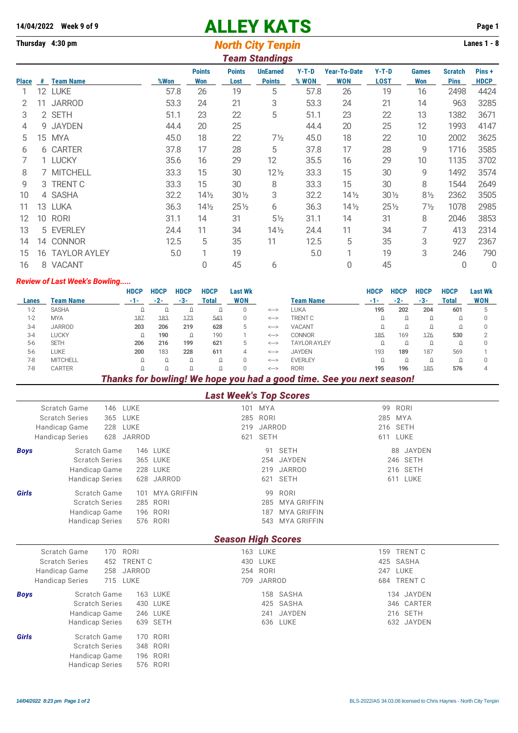14/04/2022 **Week 9 of 9**

# ALLEY KATS

**Thursday 4:30 pm**

## North City Tenpin

**Lanes 1 - 8**

### Team Standings

| Place | # | Team Name | %Won | Points Won | Points Lost | UnEarned Points | Y-T-D % WON | Year-To-Date WON | Y-T-D LOST | Games Won | Scratch Pins | Pins + HDCP |
|---|---|---|---|---|---|---|---|---|---|---|---|---|
| 1 | 12 | LUKE | 57.8 | 26 | 19 | 5 | 57.8 | 26 | 19 | 16 | 2498 | 4424 |
| 2 | 11 | JARROD | 53.3 | 24 | 21 | 3 | 53.3 | 24 | 21 | 14 | 963 | 3285 |
| 3 | 2 | SETH | 51.1 | 23 | 22 | 5 | 51.1 | 23 | 22 | 13 | 1382 | 3671 |
| 4 | 9 | JAYDEN | 44.4 | 20 | 25 | | 44.4 | 20 | 25 | 12 | 1993 | 4147 |
| 5 | 15 | MYA | 45.0 | 18 | 22 | 7½ | 45.0 | 18 | 22 | 10 | 2002 | 3625 |
| 6 | 6 | CARTER | 37.8 | 17 | 28 | 5 | 37.8 | 17 | 28 | 9 | 1716 | 3585 |
| 7 | 1 | LUCKY | 35.6 | 16 | 29 | 12 | 35.5 | 16 | 29 | 10 | 1135 | 3702 |
| 8 | 7 | MITCHELL | 33.3 | 15 | 30 | 12½ | 33.3 | 15 | 30 | 9 | 1492 | 3574 |
| 9 | 3 | TRENT C | 33.3 | 15 | 30 | 8 | 33.3 | 15 | 30 | 8 | 1544 | 2649 |
| 10 | 4 | SASHA | 32.2 | 14½ | 30½ | 3 | 32.2 | 14½ | 30½ | 8½ | 2362 | 3505 |
| 11 | 13 | LUKA | 36.3 | 14½ | 25½ | 6 | 36.3 | 14½ | 25½ | 7½ | 1078 | 2985 |
| 12 | 10 | RORI | 31.1 | 14 | 31 | 5½ | 31.1 | 14 | 31 | 8 | 2046 | 3853 |
| 13 | 5 | EVERLEY | 24.4 | 11 | 34 | 14½ | 24.4 | 11 | 34 | 7 | 413 | 2314 |
| 14 | 14 | CONNOR | 12.5 | 5 | 35 | 11 | 12.5 | 5 | 35 | 3 | 927 | 2367 |
| 15 | 16 | TAYLOR AYLEY | 5.0 | 1 | 19 | | 5.0 | 1 | 19 | 3 | 246 | 790 |
| 16 | 8 | VACANT | | 0 | 45 | 6 | | 0 | 45 | | 0 | 0 |

### Review of Last Week's Bowling.....

| Lanes | Team Name | HDCP -1- | HDCP -2- | HDCP -3- | HDCP Total | Last Wk WON | | Team Name | HDCP -1- | HDCP -2- | HDCP -3- | HDCP Total | Last Wk WON |
|---|---|---|---|---|---|---|---|---|---|---|---|---|---|
| 1-2 | SASHA | 0 | 0 | 0 | 0 | 0 | <---> | LUKA | 195 | 202 | 204 | 601 | 5 |
| 1-2 | MYA | 187 | 183 | 173 | 543 | 0 | <---> | TRENT C | 0 | 0 | 0 | 0 | 0 |
| 3-4 | JARROD | 203 | 206 | 219 | 628 | 5 | <---> | VACANT | 0 | 0 | 0 | 0 | 0 |
| 3-4 | LUCKY | 0 | 190 | 0 | 190 | 1 | <---> | CONNOR | 185 | 169 | 176 | 530 | 2 |
| 5-6 | SETH | 206 | 216 | 199 | 621 | 5 | <---> | TAYLOR AYLEY | 0 | 0 | 0 | 0 | 0 |
| 5-6 | LUKE | 200 | 183 | 228 | 611 | 4 | <---> | JAYDEN | 193 | 189 | 187 | 569 | 1 |
| 7-8 | MITCHELL | 0 | 0 | 0 | 0 | 0 | <---> | EVERLEY | 0 | 0 | 0 | 0 | 0 |
| 7-8 | CARTER | 0 | 0 | 0 | 0 | 0 | <---> | RORI | 195 | 196 | 185 | 576 | 4 |

***Thanks for bowling! We hope you had a good time. See you next season!***

### Last Week's Top Scores

| | | | |
|---|---|---|---|
| Scratch Game | 146 LUKE | 101 MYA | 99 RORI |
| Scratch Series | 365 LUKE | 285 RORI | 285 MYA |
| Handicap Game | 228 LUKE | 219 JARROD | 216 SETH |
| Handicap Series | 628 JARROD | 621 SETH | 611 LUKE |

| | | | | |
|---|---|---|---|---|
| ***Boys*** | Scratch Game | 146 LUKE | 91 SETH | 88 JAYDEN |
| | Scratch Series | 365 LUKE | 254 JAYDEN | 246 SETH |
| | Handicap Game | 228 LUKE | 219 JARROD | 216 SETH |
| | Handicap Series | 628 JARROD | 621 SETH | 611 LUKE |
| ***Girls*** | Scratch Game | 101 MYA GRIFFIN | 99 RORI | |
| | Scratch Series | 285 RORI | 285 MYA GRIFFIN | |
| | Handicap Game | 196 RORI | 187 MYA GRIFFIN | |
| | Handicap Series | 576 RORI | 543 MYA GRIFFIN | |

### Season High Scores

| | | | |
|---|---|---|---|
| Scratch Game | 170 RORI | 163 LUKE | 159 TRENT C |
| Scratch Series | 452 TRENT C | 430 LUKE | 425 SASHA |
| Handicap Game | 258 JARROD | 254 RORI | 247 LUKE |
| Handicap Series | 715 LUKE | 709 JARROD | 684 TRENT C |

| | | | | |
|---|---|---|---|---|
| ***Boys*** | Scratch Game | 163 LUKE | 158 SASHA | 134 JAYDEN |
| | Scratch Series | 430 LUKE | 425 SASHA | 346 CARTER |
| | Handicap Game | 246 LUKE | 241 JAYDEN | 216 SETH |
| | Handicap Series | 639 SETH | 636 LUKE | 632 JAYDEN |
| ***Girls*** | Scratch Game | 170 RORI | | |
| | Scratch Series | 348 RORI | | |
| | Handicap Game | 196 RORI | | |
| | Handicap Series | 576 RORI | | |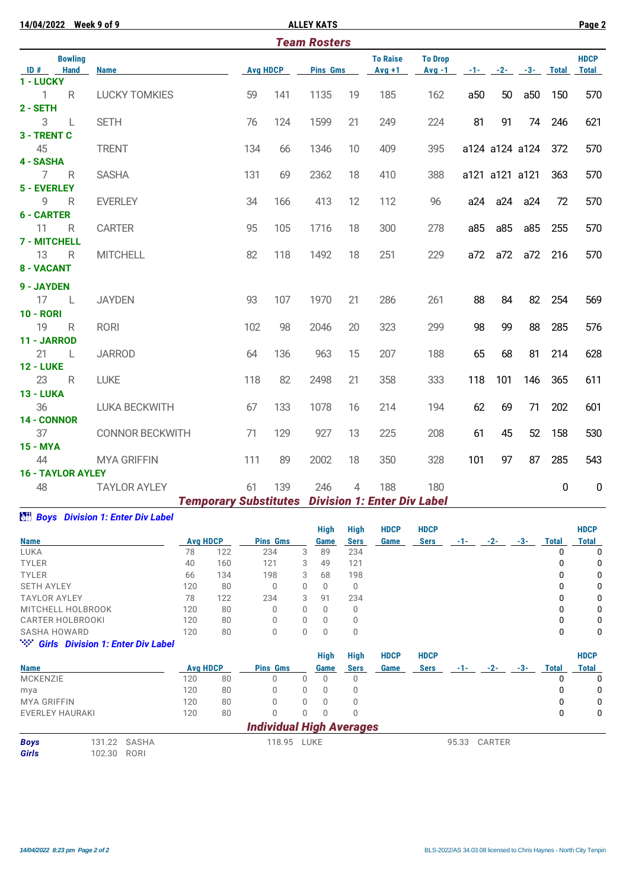## Team Rosters

| ID # | Bowling Hand | Name | Avg | HDCP | Pins | Gms | To Raise Avg +1 | To Drop Avg -1 | -1- | -2- | -3- | Total | HDCP Total |
|---|---|---|---|---|---|---|---|---|---|---|---|---|---|
| **1 - LUCKY** | | | | | | | | | | | | | |
| 1 | R | LUCKY TOMKIES | 59 | 141 | 1135 | 19 | 185 | 162 | a50 | 50 | a50 | 150 | 570 |
| **2 - SETH** | | | | | | | | | | | | | |
| 3 | L | SETH | 76 | 124 | 1599 | 21 | 249 | 224 | 81 | 91 | 74 | 246 | 621 |
| **3 - TRENT C** | | | | | | | | | | | | | |
| 45 | | TRENT | 134 | 66 | 1346 | 10 | 409 | 395 | a124 | a124 | a124 | 372 | 570 |
| **4 - SASHA** | | | | | | | | | | | | | |
| 7 | R | SASHA | 131 | 69 | 2362 | 18 | 410 | 388 | a121 | a121 | a121 | 363 | 570 |
| **5 - EVERLEY** | | | | | | | | | | | | | |
| 9 | R | EVERLEY | 34 | 166 | 413 | 12 | 112 | 96 | a24 | a24 | a24 | 72 | 570 |
| **6 - CARTER** | | | | | | | | | | | | | |
| 11 | R | CARTER | 95 | 105 | 1716 | 18 | 300 | 278 | a85 | a85 | a85 | 255 | 570 |
| **7 - MITCHELL** | | | | | | | | | | | | | |
| 13 | R | MITCHELL | 82 | 118 | 1492 | 18 | 251 | 229 | a72 | a72 | a72 | 216 | 570 |
| **8 - VACANT** | | | | | | | | | | | | | |
| **9 - JAYDEN** | | | | | | | | | | | | | |
| 17 | L | JAYDEN | 93 | 107 | 1970 | 21 | 286 | 261 | 88 | 84 | 82 | 254 | 569 |
| **10 - RORI** | | | | | | | | | | | | | |
| 19 | R | RORI | 102 | 98 | 2046 | 20 | 323 | 299 | 98 | 99 | 88 | 285 | 576 |
| **11 - JARROD** | | | | | | | | | | | | | |
| 21 | L | JARROD | 64 | 136 | 963 | 15 | 207 | 188 | 65 | 68 | 81 | 214 | 628 |
| **12 - LUKE** | | | | | | | | | | | | | |
| 23 | R | LUKE | 118 | 82 | 2498 | 21 | 358 | 333 | 118 | 101 | 146 | 365 | 611 |
| **13 - LUKA** | | | | | | | | | | | | | |
| 36 | | LUKA BECKWITH | 67 | 133 | 1078 | 16 | 214 | 194 | 62 | 69 | 71 | 202 | 601 |
| **14 - CONNOR** | | | | | | | | | | | | | |
| 37 | | CONNOR BECKWITH | 71 | 129 | 927 | 13 | 225 | 208 | 61 | 45 | 52 | 158 | 530 |
| **15 - MYA** | | | | | | | | | | | | | |
| 44 | | MYA GRIFFIN | 111 | 89 | 2002 | 18 | 350 | 328 | 101 | 97 | 87 | 285 | 543 |
| **16 - TAYLOR AYLEY** | | | | | | | | | | | | | |
| 48 | | TAYLOR AYLEY | 61 | 139 | 246 | 4 | 188 | 180 | | | | 0 | 0 |

## Temporary Substitutes Division 1: Enter Div Label

### Boys Division 1: Enter Div Label

| Name | Avg | HDCP | Pins | Gms | High Game | High Sers | HDCP Game | HDCP Sers | -1- | -2- | -3- | Total | HDCP Total |
|---|---|---|---|---|---|---|---|---|---|---|---|---|---|
| LUKA | 78 | 122 | 234 | 3 | 89 | 234 | | | | | | 0 | 0 |
| TYLER | 40 | 160 | 121 | 3 | 49 | 121 | | | | | | 0 | 0 |
| TYLER | 66 | 134 | 198 | 3 | 68 | 198 | | | | | | 0 | 0 |
| SETH AYLEY | 120 | 80 | 0 | 0 | 0 | 0 | | | | | | 0 | 0 |
| TAYLOR AYLEY | 78 | 122 | 234 | 3 | 91 | 234 | | | | | | 0 | 0 |
| MITCHELL HOLBROOK | 120 | 80 | 0 | 0 | 0 | 0 | | | | | | 0 | 0 |
| CARTER HOLBROOKI | 120 | 80 | 0 | 0 | 0 | 0 | | | | | | 0 | 0 |
| SASHA HOWARD | 120 | 80 | 0 | 0 | 0 | 0 | | | | | | 0 | 0 |

### Girls Division 1: Enter Div Label

| Name | Avg | HDCP | Pins | Gms | High Game | High Sers | HDCP Game | HDCP Sers | -1- | -2- | -3- | Total | HDCP Total |
|---|---|---|---|---|---|---|---|---|---|---|---|---|---|
| MCKENZIE | 120 | 80 | 0 | 0 | 0 | 0 | | | | | | 0 | 0 |
| mya | 120 | 80 | 0 | 0 | 0 | 0 | | | | | | 0 | 0 |
| MYA GRIFFIN | 120 | 80 | 0 | 0 | 0 | 0 | | | | | | 0 | 0 |
| EVERLEY HAURAKI | 120 | 80 | 0 | 0 | 0 | 0 | | | | | | 0 | 0 |

## Individual High Averages

| | | | |
|---|---|---|---|
| **Boys** | 131.22 SASHA | 118.95 LUKE | 95.33 CARTER |
| **Girls** | 102.30 RORI | | |